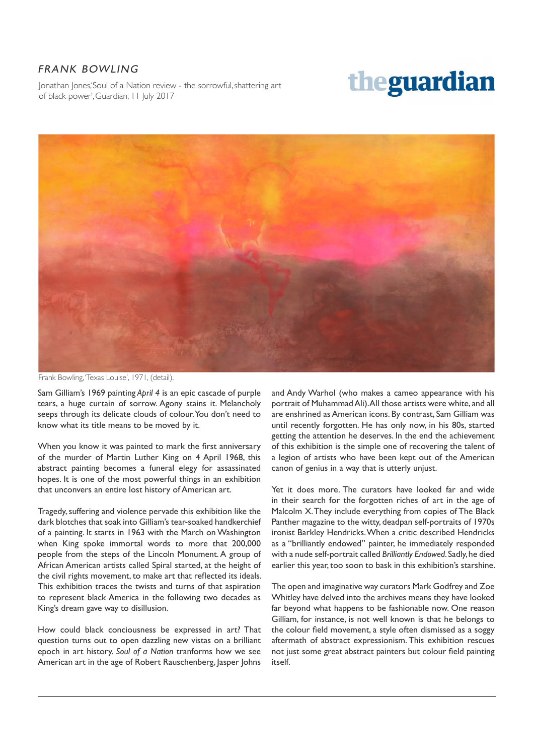# FRANK BOWLING

Jonathan Jones,'Soul of a Nation review - the sorrowful, shattering art of black power', Guardian, 11 July 2017

theguardian

Frank Bowling, 'Texas Louise', 1971, (detail).

Sam Gilliam's 1969 painting *April 4* is an epic cascade of purple tears, a huge curtain of sorrow. Agony stains it. Melancholy seeps through its delicate clouds of colour. You don't need to know what its title means to be moved by it.

When you know it was painted to mark the first anniversary of the murder of Martin Luther King on 4 April 1968, this abstract painting becomes a funeral elegy for assassinated hopes. It is one of the most powerful things in an exhibition that unconvers an entire lost history of American art.

Tragedy, suffering and violence pervade this exhibition like the dark blotches that soak into Gilliam's tear-soaked handkerchief of a painting. It starts in 1963 with the March on Washington when King spoke immortal words to more that 200,000 people from the steps of the Lincoln Monument. A group of African American artists called Spiral started, at the height of the civil rights movement, to make art that reflected its ideals. This exhibition traces the twists and turns of that aspiration to represent black America in the following two decades as King's dream gave way to disillusion.

How could black conciousness be expressed in art? That question turns out to open dazzling new vistas on a brilliant epoch in art history. *Soul of a Nation* tranforms how we see American art in the age of Robert Rauschenberg, Jasper Johns and Andy Warhol (who makes a cameo appearance with his portrait of Muhammad Ali). All those artists were white, and all are enshrined as American icons. By contrast, Sam Gilliam was until recently forgotten. He has only now, in his 80s, started getting the attention he deserves. In the end the achievement of this exhibition is the simple one of recovering the talent of a legion of artists who have been kept out of the American canon of genius in a way that is utterly unjust.

Yet it does more. The curators have looked far and wide in their search for the forgotten riches of art in the age of Malcolm X. They include everything from copies of The Black Panther magazine to the witty, deadpan self-portraits of 1970s ironist Barkley Hendricks. When a critic described Hendricks as a "brilliantly endowed" painter, he immediately responded with a nude self-portrait called *Brilliantly Endowed*. Sadly, he died earlier this year, too soon to bask in this exhibition's starshine.

The open and imaginative way curators Mark Godfrey and Zoe Whitley have delved into the archives means they have looked far beyond what happens to be fashionable now. One reason Gilliam, for instance, is not well known is that he belongs to the colour field movement, a style often dismissed as a soggy aftermath of abstract expressionism. This exhibition rescues not just some great abstract painters but colour field painting itself.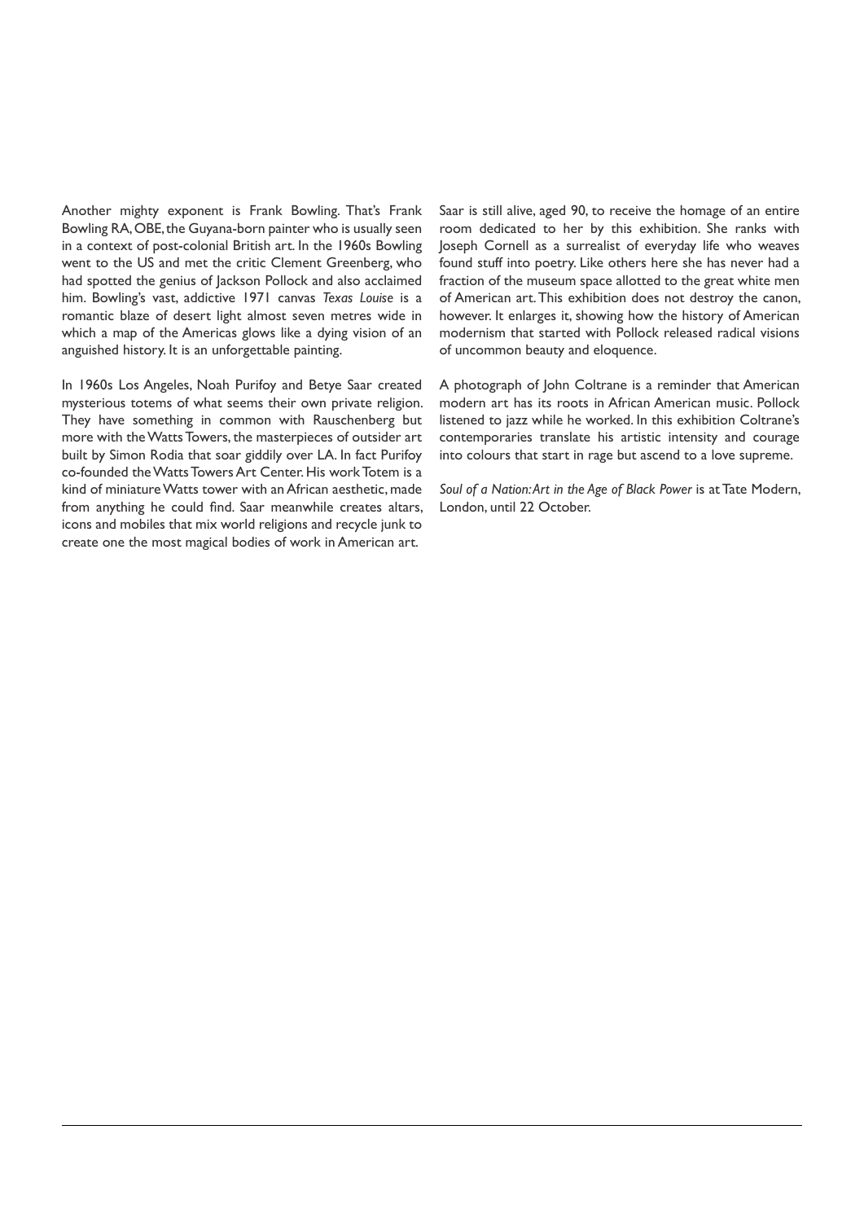Another mighty exponent is Frank Bowling. That's Frank Bowling RA, OBE, the Guyana-born painter who is usually seen in a context of post-colonial British art. In the 1960s Bowling went to the US and met the critic Clement Greenberg, who had spotted the genius of Jackson Pollock and also acclaimed him. Bowling's vast, addictive 1971 canvas *Texas Louise* is a romantic blaze of desert light almost seven metres wide in which a map of the Americas glows like a dying vision of an anguished history. It is an unforgettable painting.

In 1960s Los Angeles, Noah Purifoy and Betye Saar created mysterious totems of what seems their own private religion. They have something in common with Rauschenberg but more with the Watts Towers, the masterpieces of outsider art built by Simon Rodia that soar giddily over LA. In fact Purifoy co-founded the Watts Towers Art Center. His work Totem is a kind of miniature Watts tower with an African aesthetic, made from anything he could find. Saar meanwhile creates altars, icons and mobiles that mix world religions and recycle junk to create one the most magical bodies of work in American art.

Saar is still alive, aged 90, to receive the homage of an entire room dedicated to her by this exhibition. She ranks with Joseph Cornell as a surrealist of everyday life who weaves found stuff into poetry. Like others here she has never had a fraction of the museum space allotted to the great white men of American art. This exhibition does not destroy the canon, however. It enlarges it, showing how the history of American modernism that started with Pollock released radical visions of uncommon beauty and eloquence.

A photograph of John Coltrane is a reminder that American modern art has its roots in African American music. Pollock listened to jazz while he worked. In this exhibition Coltrane's contemporaries translate his artistic intensity and courage into colours that start in rage but ascend to a love supreme.

*Soul of a Nation: Art in the Age of Black Power* is at Tate Modern, London, until 22 October.